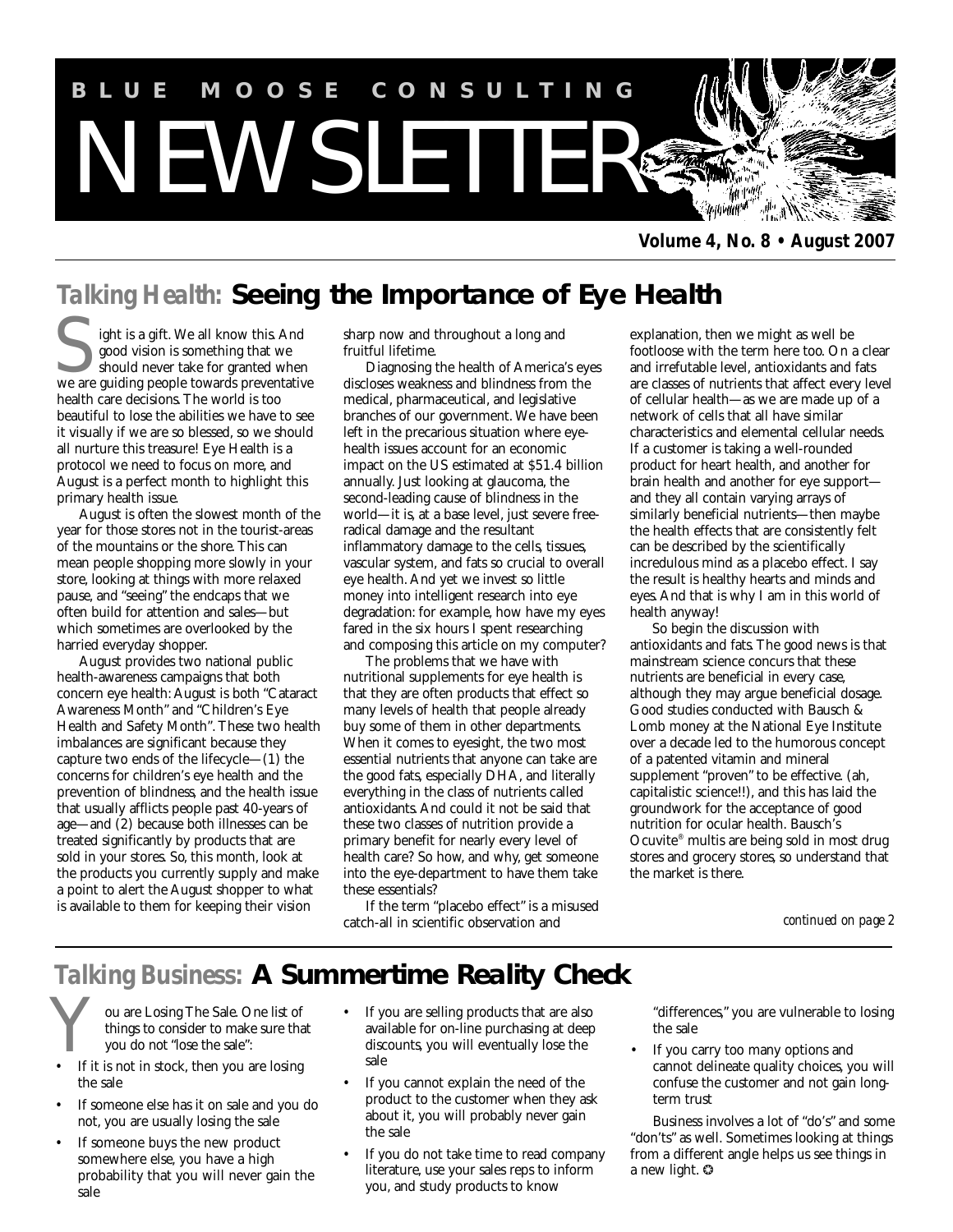# BLUE MOOSE CONSULTING NEWSLETTER

**Volume 4, No. 8 • August 2007**

## Talking Health: Seeing the Importance of Eye Health

Sight is a gift. We all know this. And good vision is something that we should never take for granted when we are guiding people towards preventative health care decisions. The world is too beautiful to lose the abilities we have to see it visually if we are so blessed, so we should all nurture this treasure! Eye Health is a protocol we need to focus on more, and August is a perfect month to highlight this primary health issue.

August is often the slowest month of the year for those stores not in the tourist-areas of the mountains or the shore. This can mean people shopping more slowly in your store, looking at things with more relaxed pause, and "seeing" the endcaps that we often build for attention and sales—but which sometimes are overlooked by the harried everyday shopper.

August provides two national public health-awareness campaigns that both concern eye health: August is both "Cataract Awareness Month" and "Children's Eye Health and Safety Month". These two health imbalances are significant because they capture two ends of the lifecycle—(1) the concerns for children's eye health and the prevention of blindness, and the health issue that usually afflicts people past 40-years of age—and (2) because both illnesses can be treated significantly by products that are sold in your stores. So, this month, look at the products you currently supply and make a point to alert the August shopper to what is available to them for keeping their vision sharp now and throughout a long and fruitful lifetime.

Diagnosing the health of America's eyes discloses weakness and blindness from the medical, pharmaceutical, and legislative branches of our government. We have been left in the precarious situation where eye-health issues account for an economic impact on the US estimated at $51.4 billion annually. Just looking at glaucoma, the second-leading cause of blindness in the world—it is, at a base level, just severe free-radical damage and the resultant inflammatory damage to the cells, tissues, vascular system, and fats so crucial to overall eye health. And yet we invest so little money into intelligent research into eye degradation: for example, how have my eyes fared in the six hours I spent researching and composing this article on my computer?

The problems that we have with nutritional supplements for eye health is that they are often products that effect so many levels of health that people already buy some of them in other departments. When it comes to eyesight, the two most essential nutrients that anyone can take are the good fats, especially DHA, and literally everything in the class of nutrients called antioxidants. And could it not be said that these two classes of nutrition provide a primary benefit for nearly every level of health care? So how, and why, get someone into the eye-department to have them take these essentials?

If the term "placebo effect" is a misused catch-all in scientific observation and explanation, then we might as well be footloose with the term here too. On a clear and irrefutable level, antioxidants and fats are classes of nutrients that affect every level of cellular health—as we are made up of a network of cells that all have similar characteristics and elemental cellular needs. If a customer is taking a well-rounded product for heart health, and another for brain health and another for eye support—and they all contain varying arrays of similarly beneficial nutrients—then maybe the health effects that are consistently felt can be described by the scientifically incredulous mind as a placebo effect. I say the result is healthy hearts and minds and eyes. And that is why I am in this world of health anyway!

So begin the discussion with antioxidants and fats. The good news is that mainstream science concurs that these nutrients are beneficial in every case, although they may argue beneficial dosage. Good studies conducted with Bausch & Lomb money at the National Eye Institute over a decade led to the humorous concept of a patented vitamin and mineral supplement "proven" to be effective. (ah, capitalistic science!!), and this has laid the groundwork for the acceptance of good nutrition for ocular health. Bausch's Ocuvite® multis are being sold in most drug stores and grocery stores, so understand that the market is there.

*continued on page 2*

## Talking Business: A Summertime Reality Check

You are Losing The Sale. One list of things to consider to make sure that you do not "lose the sale":

- If it is not in stock, then you are losing the sale
- If someone else has it on sale and you do not, you are usually losing the sale
- If someone buys the new product somewhere else, you have a high probability that you will never gain the sale
- If you are selling products that are also available for on-line purchasing at deep discounts, you will eventually lose the sale
- If you cannot explain the need of the product to the customer when they ask about it, you will probably never gain the sale
- If you do not take time to read company literature, use your sales reps to inform you, and study products to know "differences," you are vulnerable to losing the sale
- If you carry too many options and cannot delineate quality choices, you will confuse the customer and not gain long-term trust

Business involves a lot of "do's" and some "don'ts" as well. Sometimes looking at things from a different angle helps us see things in a new light. ❂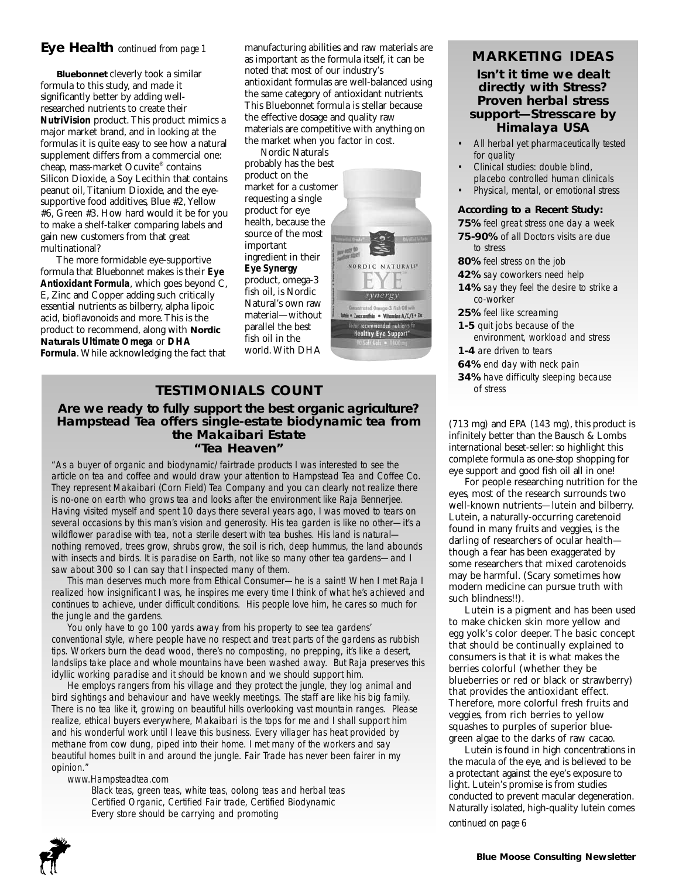## Eye Health *continued from page 1*

**Bluebonnet** cleverly took a similar formula to this study, and made it significantly better by adding well-researched nutrients to create their ***NutriVision*** product. This product mimics a major market brand, and in looking at the formulas it is quite easy to see how a natural supplement differs from a commercial one: cheap, mass-market Ocuvite® contains Silicon Dioxide, a Soy Lecithin that contains peanut oil, Titanium Dioxide, and the eye-supportive food additives, Blue #2, Yellow #6, Green #3. How hard would it be for you to make a shelf-talker comparing labels and gain new customers from that great multinational?

The more formidable eye-supportive formula that Bluebonnet makes is their ***Eye Antioxidant Formula***, which goes beyond C, E, Zinc and Copper adding such critically essential nutrients as bilberry, alpha lipoic acid, bioflavonoids and more. This is the product to recommend, along with **Nordic Naturals *Ultimate Omega*** or ***DHA Formula***. While acknowledging the fact that manufacturing abilities and raw materials are as important as the formula itself, it can be noted that most of our industry's antioxidant formulas are well-balanced using the same category of antioxidant nutrients. This Bluebonnet formula is stellar because the effective dosage and quality raw materials are competitive with anything on the market when you factor in cost.

Nordic Naturals probably has the best product on the market for a customer requesting a single product for eye health, because the source of the most important ingredient in their ***Eye Synergy*** product, omega-3 fish oil, is Nordic Natural's own raw material—without parallel the best fish oil in the world. With DHA (713 mg) and EPA (143 mg), this product is infinitely better than the Bausch & Lombs international beset-seller: so highlight this complete formula as one-stop shopping for eye support and good fish oil all in one!

For people researching nutrition for the eyes, most of the research surrounds two well-known nutrients—lutein and bilberry. Lutein, a naturally-occurring caretenoid found in many fruits and veggies, is the darling of researchers of ocular health—though a fear has been exaggerated by some researchers that mixed carotenoids may be harmful. (Scary sometimes how modern medicine can pursue truth with such blindness!!).

Lutein is a pigment and has been used to make chicken skin more yellow and egg yolk's color deeper. The basic concept that should be continually explained to consumers is that it is what makes the berries colorful (whether they be blueberries or red or black or strawberry) that provides the antioxidant effect. Therefore, more colorful fresh fruits and veggies, from rich berries to yellow squashes to purples of superior blue-green algae to the darks of raw cacao.

Lutein is found in high concentrations in the macula of the eye, and is believed to be a protectant against the eye's exposure to light. Lutein's promise is from studies conducted to prevent macular degeneration. Naturally isolated, high-quality lutein comes

*continued on page 6*

## MARKETING IDEAS

### Isn't it time we dealt directly with Stress? Proven herbal stress support—Stresscare by Himalaya USA

- *All herbal yet pharmaceutically tested for quality*
- *Clinical studies: double blind, placebo controlled human clinicals*
- *Physical, mental, or emotional stress*

**According to a Recent Study:**

**75%** *feel great stress one day a week*
**75-90%** *of all Doctors visits are due to stress*
**80%** *feel stress on the job*
**42%** *say coworkers need help*
**14%** *say they feel the desire to strike a co-worker*
**25%** *feel like screaming*
**1-5** *quit jobs because of the environment, workload and stress*
**1-4** *are driven to tears*
**64%** *end day with neck pain*
**34%** *have difficulty sleeping because of stress*

## TESTIMONIALS COUNT

### Are we ready to fully support the best organic agriculture? Hampstead Tea offers single-estate biodynamic tea from the Makaibari Estate "Tea Heaven"

*"As a buyer of organic and biodynamic/fairtrade products I was interested to see the article on tea and coffee and would draw your attention to Hampstead Tea and Coffee Co. They represent Makaibari (Corn Field) Tea Company and you can clearly not realize there is no-one on earth who grows tea and looks after the environment like Raja Bennerjee. Having visited myself and spent 10 days there several years ago, I was moved to tears on several occasions by this man's vision and generosity. His tea garden is like no other—it's a wildflower paradise with tea, not a sterile desert with tea bushes. His land is natural—nothing removed, trees grow, shrubs grow, the soil is rich, deep hummus, the land abounds with insects and birds. It is paradise on Earth, not like so many other tea gardens—and I saw about 300 so I can say that I inspected many of them.*

*This man deserves much more from Ethical Consumer—he is a saint! When I met Raja I realized how insignificant I was, he inspires me every time I think of what he's achieved and continues to achieve, under difficult conditions. His people love him, he cares so much for the jungle and the gardens.*

*You only have to go 100 yards away from his property to see tea gardens' conventional style, where people have no respect and treat parts of the gardens as rubbish tips. Workers burn the dead wood, there's no composting, no prepping, it's like a desert, landslips take place and whole mountains have been washed away. But Raja preserves this idyllic working paradise and it should be known and we should support him.*

*He employs rangers from his village and they protect the jungle, they log animal and bird sightings and behaviour and have weekly meetings. The staff are like his big family. There is no tea like it, growing on beautiful hills overlooking vast mountain ranges. Please realize, ethical buyers everywhere, Makaibari is the tops for me and I shall support him and his wonderful work until I leave this business. Every villager has heat provided by methane from cow dung, piped into their home. I met many of the workers and say beautiful homes built in and around the jungle. Fair Trade has never been fairer in my opinion."*

*www.Hampsteadtea.com*

*Black teas, green teas, white teas, oolong teas and herbal teas*
*Certified Organic, Certified Fair trade, Certified Biodynamic*
*Every store should be carrying and promoting*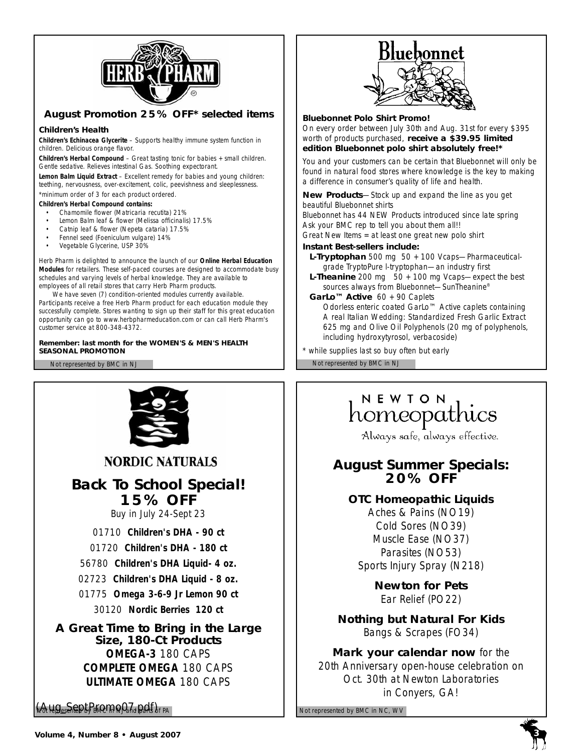# HERB PHARM

## August Promotion 25% OFF* selected items

### Children's Health

**Children's Echinacea Glycerite** – Supports healthy immune system function in children. Delicious orange flavor.

**Children's Herbal Compound** – Great tasting tonic for babies + small children. Gentle sedative. Relieves intestinal Gas. Soothing expectorant.

**Lemon Balm Liquid Extract** – Excellent remedy for babies and young children: teething, nervousness, over-excitement, colic, peevishness and sleeplessness.

*minimum order of 3 for each product ordered.

**Children's Herbal Compound contains:**

- Chamomile flower (Matricaria recutita) 21%
- Lemon Balm leaf & flower (Melissa officinalis) 17.5%
- Catnip leaf & flower (Nepeta cataria) 17.5%
- Fennel seed (Foeniculum vulgare) 14%
- Vegetable Glycerine, USP 30%

Herb Pharm is delighted to announce the launch of our **Online Herbal Education Modules** for retailers. These self-paced courses are designed to accommodate busy schedules and varying levels of herbal knowledge. They are available to employees of all retail stores that carry Herb Pharm products.

We have seven (7) condition-oriented modules currently available. Participants receive a free Herb Pharm product for each education module they successfully complete. Stores wanting to sign up their staff for this great education opportunity can go to www.herbpharmeducation.com or can call Herb Pharm's customer service at 800-348-4372.

**Remember: last month for the WOMEN'S & MEN'S HEALTH SEASONAL PROMOTION**

Not represented by BMC in NJ

# Bluebonnet

**Bluebonnet Polo Shirt Promo!**

On every order between July 30th and Aug. 31st for every $395 worth of products purchased, **receive a $39.95 limited edition Bluebonnet polo shirt absolutely free!***

You and your customers can be certain that Bluebonnet will only be found in natural food stores where knowledge is the key to making a difference in consumer's quality of life and health.

**New Products**—Stock up and expand the line as you get beautiful Bluebonnet shirts

Bluebonnet has 44 NEW Products introduced since late spring

Ask your BMC rep to tell you about them all!!

Great New Items = at least one great new polo shirt

**Instant Best-sellers include:**

**L-Tryptophan** 500 mg 50 + 100 Vcaps—Pharmaceutical-grade TryptoPure l-tryptophan—an industry first

**L-Theanine** 200 mg 50 + 100 mg Vcaps—expect the best sources always from Bluebonnet—SunTheanine®

**GarLo™ Active** 60 + 90 Caplets

Odorless enteric coated GarLo™ Active caplets containing A real Italian Wedding: Standardized Fresh Garlic Extract 625 mg and Olive Oil Polyphenols (20 mg of polyphenols, including hydroxytyrosol, verbacoside)

* while supplies last so buy often but early

Not represented by BMC in NJ

# NORDIC NATURALS

## Back To School Special! 15% OFF

Buy in July 24-Sept 23

01710 **Children's DHA - 90 ct**

01720 **Children's DHA - 180 ct**

56780 **Children's DHA Liquid- 4 oz.**

02723 **Children's DHA Liquid - 8 oz.**

01775 **Omega 3-6-9 Jr Lemon 90 ct**

30120 **Nordic Berries 120 ct**

### A Great Time to Bring in the Large Size, 180-Ct Products

**OMEGA-3** 180 CAPS

**COMPLETE OMEGA** 180 CAPS

**ULTIMATE OMEGA** 180 CAPS

Not represented by BMC in NJ and parts of PA

(Aug_SeptPromo07.pdf)

# NEWTON homeopathics

Always safe, always effective.

## August Summer Specials: 20% OFF

### OTC Homeopathic Liquids

Aches & Pains (NO19)

Cold Sores (NO39)

Muscle Ease (NO37)

Parasites (NO53)

Sports Injury Spray (N218)

### Newton for Pets

Ear Relief (PO22)

### Nothing but Natural For Kids

Bangs & Scrapes (FO34)

**Mark your calendar now** for the 20th Anniversary open-house celebration on Oct. 30th at Newton Laboratories in Conyers, GA!

Not represented by BMC in NC, WV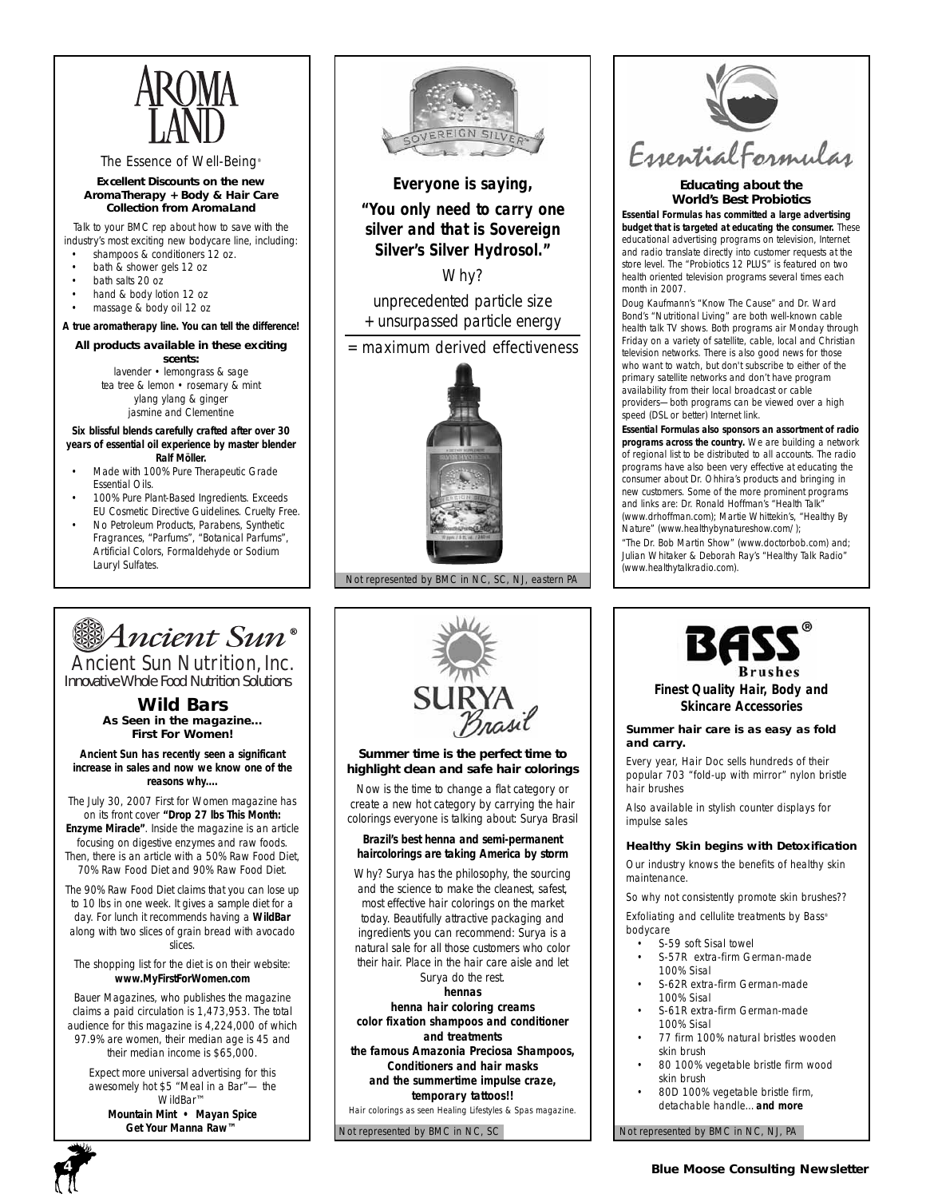# AROMA LAND

The Essence of Well-Being®

**Excellent Discounts on the new AromaTherapy + Body & Hair Care Collection from AromaLand**

Talk to your BMC rep about how to save with the industry's most exciting new bodycare line, including:

- shampoos & conditioners 12 oz.
- bath & shower gels 12 oz
- bath salts 20 oz
- hand & body lotion 12 oz
- massage & body oil 12 oz

**A true aromatherapy line. You can tell the difference!**

**All products available in these exciting scents:**

lavender • lemongrass & sage
tea tree & lemon • rosemary & mint
ylang ylang & ginger
jasmine and Clementine

**Six blissful blends carefully crafted after over 30 years of essential oil experience by master blender Ralf Möller.**

- Made with 100% Pure Therapeutic Grade Essential Oils.
- 100% Pure Plant-Based Ingredients. Exceeds EU Cosmetic Directive Guidelines. Cruelty Free.
- No Petroleum Products, Parabens, Synthetic Fragrances, "Parfums", "Botanical Parfums", Artificial Colors, Formaldehyde or Sodium Lauryl Sulfates.

# SOVEREIGN SILVER

**Everyone is saying,**

***"You only need to carry one silver and that is Sovereign Silver's Silver Hydrosol."***

Why?

unprecedented particle size
+ unsurpassed particle energy
= maximum derived effectiveness

Not represented by BMC in NC, SC, NJ, eastern PA

# Essential Formulas

**Educating about the World's Best Probiotics**

**Essential Formulas has committed a large advertising budget that is targeted at educating the consumer.** These educational advertising programs on television, Internet and radio translate directly into customer requests at the store level. The "Probiotics 12 PLUS" is featured on two health oriented television programs several times each month in 2007.

Doug Kaufmann's "Know The Cause" and Dr. Ward Bond's "Nutritional Living" are both well-known cable health talk TV shows. Both programs air Monday through Friday on a variety of satellite, cable, local and Christian television networks. There is also good news for those who want to watch, but don't subscribe to either of the primary satellite networks and don't have program availability from their local broadcast or cable providers—both programs can be viewed over a high speed (DSL or better) Internet link.

**Essential Formulas also sponsors an assortment of radio programs across the country.** We are building a network of regional list to be distributed to all accounts. The radio programs have also been very effective at educating the consumer about Dr. Ohhira's products and bringing in new customers. Some of the more prominent programs and links are: Dr. Ronald Hoffman's "Health Talk" (www.drhoffman.com); Martie Whittekin's, "Healthy By Nature" (www.healthybynatureshow.com/);
"The Dr. Bob Martin Show" (www.doctorbob.com) and; Julian Whitaker & Deborah Ray's "Healthy Talk Radio" (www.healthytalkradio.com).

# Ancient Sun®

## Ancient Sun Nutrition, Inc.

*Innovative Whole Food Nutrition Solutions*

## Wild Bars

**As Seen in the magazine... First For Women!**

**Ancient Sun has recently seen a significant increase in sales and now we know one of the reasons why....**

The July 30, 2007 First for Women magazine has on its front cover **"Drop 27 lbs This Month: Enzyme Miracle"**. Inside the magazine is an article focusing on digestive enzymes and raw foods. Then, there is an article with a 50% Raw Food Diet, 70% Raw Food Diet and 90% Raw Food Diet.

The 90% Raw Food Diet claims that you can lose up to 10 lbs in one week. It gives a sample diet for a day. For lunch it recommends having a **WildBar** along with two slices of grain bread with avocado slices.

The shopping list for the diet is on their website: **www.MyFirstForWomen.com**

Bauer Magazines, who publishes the magazine claims a paid circulation is 1,473,953. The total audience for this magazine is 4,224,000 of which 97.9% are women, their median age is 45 and their median income is $65,000.

Expect more universal advertising for this awesomely hot $5 "Meal in a Bar"— the WildBar™

**Mountain Mint • Mayan Spice**
**Get Your Manna Raw™**

# SURYA Brasil

**Summer time is the perfect time to highlight clean and safe hair colorings**

Now is the time to change a flat category or create a new hot category by carrying the hair colorings everyone is talking about: Surya Brasil

**Brazil's best henna and semi-permanent haircolorings are taking America by storm**

Why? Surya has the philosophy, the sourcing and the science to make the cleanest, safest, most effective hair colorings on the market today. Beautifully attractive packaging and ingredients you can recommend: Surya is a natural sale for all those customers who color their hair. Place in the hair care aisle and let Surya do the rest.

**hennas**
**henna hair coloring creams**
**color fixation shampoos and conditioner and treatments**
**the famous Amazonia Preciosa Shampoos, Conditioners and hair masks**
**and the summertime impulse craze, temporary tattoos!!**

Hair colorings as seen Healing Lifestyles & Spas magazine.

Not represented by BMC in NC, SC

# BASS® Brushes

**Finest Quality Hair, Body and Skincare Accessories**

**Summer hair care is as easy as fold and carry.**

Every year, Hair Doc sells hundreds of their popular 703 "fold-up with mirror" nylon bristle hair brushes

Also available in stylish counter displays for impulse sales

**Healthy Skin begins with Detoxification**

Our industry knows the benefits of healthy skin maintenance.

So why not consistently promote skin brushes??

Exfoliating and cellulite treatments by Bass® bodycare

- S-59 soft Sisal towel
- S-57R extra-firm German-made 100% Sisal
- S-62R extra-firm German-made 100% Sisal
- S-61R extra-firm German-made 100% Sisal
- 77 firm 100% natural bristles wooden skin brush
- 80 100% vegetable bristle firm wood skin brush
- 80D 100% vegetable bristle firm, detachable handle... **and more**

Not represented by BMC in NC, NJ, PA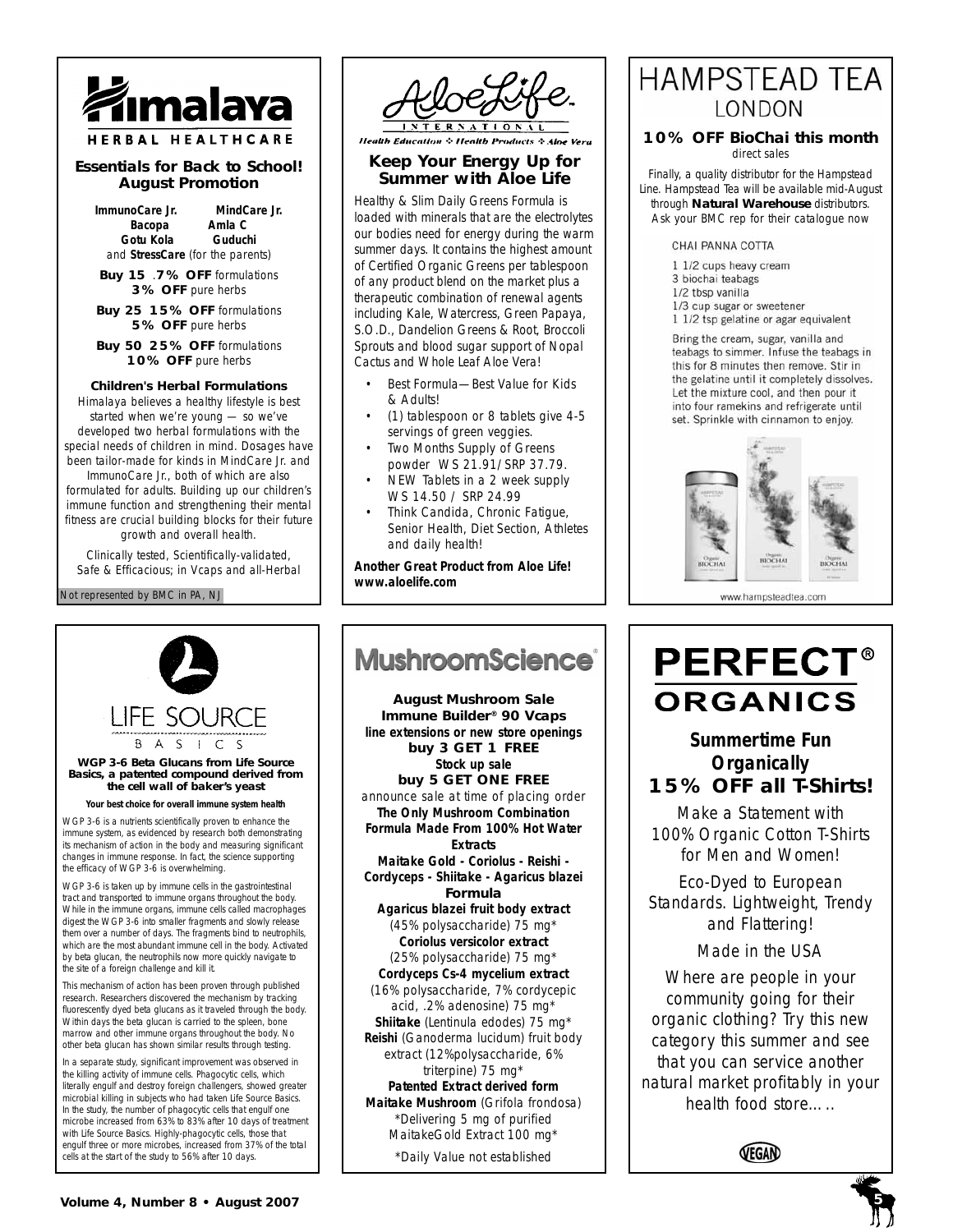## Himalaya

HERBAL HEALTHCARE

### Essentials for Back to School! August Promotion

**ImmunoCare Jr.** **MindCare Jr.**
**Bacopa** **Amla C**
**Gotu Kola** **Guduchi**
and **StressCare** (for the parents)

**Buy 15** .**7% OFF** formulations
**3% OFF** pure herbs

**Buy 25 15% OFF** formulations
**5% OFF** pure herbs

**Buy 50 25% OFF** formulations
**10% OFF** pure herbs

**Children's Herbal Formulations**

Himalaya believes a healthy lifestyle is best started when we're young — so we've developed two herbal formulations with the special needs of children in mind. Dosages have been tailor-made for kinds in MindCare Jr. and ImmunoCare Jr., both of which are also formulated for adults. Building up our children's immune function and strengthening their mental fitness are crucial building blocks for their future growth and overall health.

Clinically tested, Scientifically-validated, Safe & Efficacious; in Vcaps and all-Herbal

Not represented by BMC in PA, NJ

## AloeLife INTERNATIONAL

*Health Education ❖ Health Products ❖ Aloe Vera*

### Keep Your Energy Up for Summer with Aloe Life

Healthy & Slim Daily Greens Formula is loaded with minerals that are the electrolytes our bodies need for energy during the warm summer days. It contains the highest amount of Certified Organic Greens per tablespoon of any product blend on the market plus a therapeutic combination of renewal agents including Kale, Watercress, Green Papaya, S.O.D., Dandelion Greens & Root, Broccoli Sprouts and blood sugar support of Nopal Cactus and Whole Leaf Aloe Vera!

- Best Formula—Best Value for Kids & Adults!
- (1) tablespoon or 8 tablets give 4-5 servings of green veggies.
- Two Months Supply of Greens powder WS 21.91/SRP 37.79.
- NEW Tablets in a 2 week supply WS 14.50 / SRP 24.99
- Think Candida, Chronic Fatigue, Senior Health, Diet Section, Athletes and daily health!

**Another Great Product from Aloe Life!**
**www.aloelife.com**

## HAMPSTEAD TEA LONDON

**10% OFF BioChai this month**
direct sales

Finally, a quality distributor for the Hampstead Line. Hampstead Tea will be available mid-August through **Natural Warehouse** distributors. Ask your BMC rep for their catalogue now

CHAI PANNA COTTA

1 1/2 cups heavy cream
3 biochai teabags
1/2 tbsp vanilla
1/3 cup sugar or sweetener
1 1/2 tsp gelatine or agar equivalent

Bring the cream, sugar, vanilla and teabags to simmer. Infuse the teabags in this for 8 minutes then remove. Stir in the gelatine until it completely dissolves. Let the mixture cool, and then pour it into four ramekins and refrigerate until set. Sprinkle with cinnamon to enjoy.

www.hampsteadtea.com

## LIFE SOURCE BASICS

**WGP 3-6 Beta Glucans from Life Source Basics, a patented compound derived from the cell wall of baker's yeast**

**Your best choice for overall immune system health**

WGP 3-6 is a nutrients scientifically proven to enhance the immune system, as evidenced by research both demonstrating its mechanism of action in the body and measuring significant changes in immune response. In fact, the science supporting the efficacy of WGP 3-6 is overwhelming.

WGP 3-6 is taken up by immune cells in the gastrointestinal tract and transported to immune organs throughout the body. While in the immune organs, immune cells called macrophages digest the WGP 3-6 into smaller fragments and slowly release them over a number of days. The fragments bind to neutrophils, which are the most abundant immune cell in the body. Activated by beta glucan, the neutrophils now more quickly navigate to the site of a foreign challenge and kill it.

This mechanism of action has been proven through published research. Researchers discovered the mechanism by tracking fluorescently dyed beta glucans as it traveled through the body. Within days the beta glucan is carried to the spleen, bone marrow and other immune organs throughout the body. No other beta glucan has shown similar results through testing.

In a separate study, significant improvement was observed in the killing activity of immune cells. Phagocytic cells, which literally engulf and destroy foreign challengers, showed greater microbial killing in subjects who had taken Life Source Basics. In the study, the number of phagocytic cells that engulf one microbe increased from 63% to 83% after 10 days of treatment with Life Source Basics. Highly-phagocytic cells, those that engulf three or more microbes, increased from 37% of the total cells at the start of the study to 56% after 10 days.

## MushroomScience®

**August Mushroom Sale**
**Immune Builder® 90 Vcaps**
**line extensions or new store openings**
**buy 3 GET 1 FREE**
**Stock up sale**
**buy 5 GET ONE FREE**
announce sale at time of placing order

**The Only Mushroom Combination Formula Made From 100% Hot Water Extracts**

**Maitake Gold - Coriolus - Reishi - Cordyceps - Shiitake - Agaricus blazei**

**Formula**

**Agaricus blazei fruit body extract** (45% polysaccharide) 75 mg*
**Coriolus versicolor extract** (25% polysaccharide) 75 mg*
**Cordyceps Cs-4 mycelium extract** (16% polysaccharide, 7% cordycepic acid, .2% adenosine) 75 mg*
**Shiitake** (Lentinula edodes) 75 mg*
**Reishi** (Ganoderma lucidum) fruit body extract (12%polysaccharide, 6% triterpine) 75 mg*
**Patented Extract derived form Maitake Mushroom** (Grifola frondosa) *Delivering 5 mg of purified MaitakeGold Extract 100 mg*

*Daily Value not established

## PERFECT® ORGANICS

### Summertime Fun Organically 15% OFF all T-Shirts!

Make a Statement with 100% Organic Cotton T-Shirts for Men and Women!

Eco-Dyed to European Standards. Lightweight, Trendy and Flattering!

Made in the USA

Where are people in your community going for their organic clothing? Try this new category this summer and see that you can service another natural market profitably in your health food store.....

VEGAN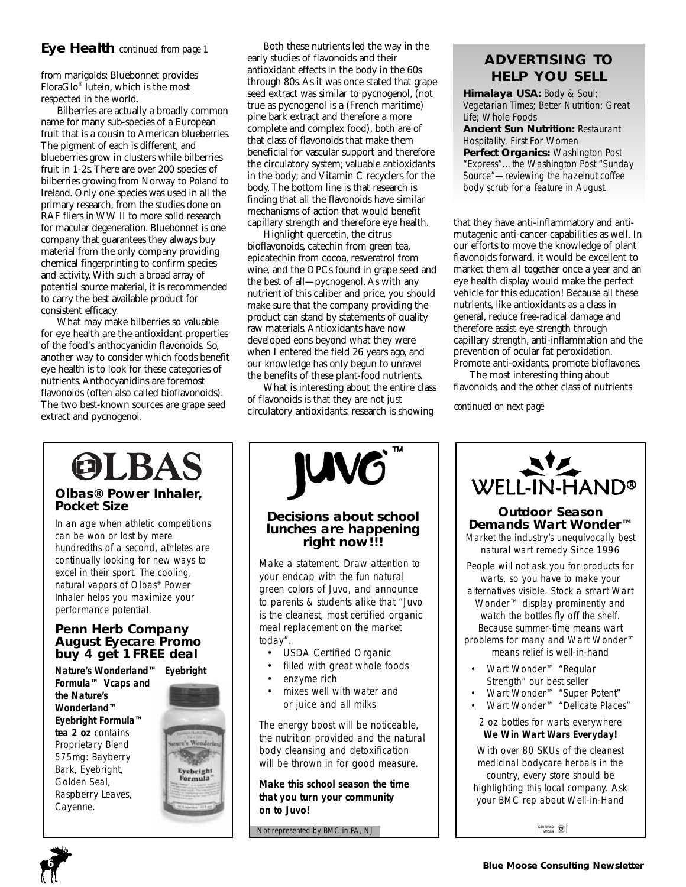## Eye Health *continued from page 1*

from marigolds: Bluebonnet provides FloraGlo® lutein, which is the most respected in the world.

Bilberries are actually a broadly common name for many sub-species of a European fruit that is a cousin to American blueberries. The pigment of each is different, and blueberries grow in clusters while bilberries fruit in 1-2s. There are over 200 species of bilberries growing from Norway to Poland to Ireland. Only one species was used in all the primary research, from the studies done on RAF fliers in WW II to more solid research for macular degeneration. Bluebonnet is one company that guarantees they always buy material from the only company providing chemical fingerprinting to confirm species and activity. With such a broad array of potential source material, it is recommended to carry the best available product for consistent efficacy.

What may make bilberries so valuable for eye health are the antioxidant properties of the food's anthocyanidin flavonoids. So, another way to consider which foods benefit eye health is to look for these categories of nutrients. Anthocyanidins are foremost flavonoids (often also called bioflavonoids). The two best-known sources are grape seed extract and pycnogenol.

Both these nutrients led the way in the early studies of flavonoids and their antioxidant effects in the body in the 60s through 80s. As it was once stated that grape seed extract was similar to pycnogenol, (not true as pycnogenol is a (French maritime) pine bark extract and therefore a more complete and complex food), both are of that class of flavonoids that make them beneficial for vascular support and therefore the circulatory system; valuable antioxidants in the body; and Vitamin C recyclers for the body. The bottom line is that research is finding that all the flavonoids have similar mechanisms of action that would benefit capillary strength and therefore eye health.

Highlight quercetin, the citrus bioflavonoids, catechin from green tea, epicatechin from cocoa, resveratrol from wine, and the OPCs found in grape seed and the best of all—pycnogenol. As with any nutrient of this caliber and price, you should make sure that the company providing the product can stand by statements of quality raw materials. Antioxidants have now developed eons beyond what they were when I entered the field 26 years ago, and our knowledge has only begun to unravel the benefits of these plant-food nutrients.

What is interesting about the entire class of flavonoids is that they are not just circulatory antioxidants: research is showing that they have anti-inflammatory and anti-mutagenic anti-cancer capabilities as well. In our efforts to move the knowledge of plant flavonoids forward, it would be excellent to market them all together once a year and an eye health display would make the perfect vehicle for this education! Because all these nutrients, like antioxidants as a class in general, reduce free-radical damage and therefore assist eye strength through capillary strength, anti-inflammation and the prevention of ocular fat peroxidation. Promote anti-oxidants, promote bioflavones.

The most interesting thing about flavonoids, and the other class of nutrients

*continued on next page*

## ADVERTISING TO HELP YOU SELL

**Himalaya USA:** *Body & Soul; Vegetarian Times; Better Nutrition; Great Life; Whole Foods*

**Ancient Sun Nutrition:** *Restaurant Hospitality, First For Women*

**Perfect Organics:** *Washington Post "Express"...the Washington Post "Sunday Source"—reviewing the hazelnut coffee body scrub for a feature in August.*

---

OLBAS

### Olbas® Power Inhaler, Pocket Size

*In an age when athletic competitions can be won or lost by mere hundredths of a second, athletes are continually looking for new ways to excel in their sport. The cooling, natural vapors of Olbas® Power Inhaler helps you maximize your performance potential.*

### Penn Herb Company August Eyecare Promo buy 4 get 1 FREE deal

***Nature's Wonderland™ Eyebright Formula™ Vcaps and the Nature's Wonderland™ Eyebright Formula™ tea 2 oz*** *contains Proprietary Blend 575mg: Bayberry Bark, Eyebright, Golden Seal, Raspberry Leaves, Cayenne.*

---

JUVO™

### Decisions about school lunches are happening right now!!!

*Make a statement. Draw attention to your endcap with the fun natural green colors of Juvo, and announce to parents & students alike that "Juvo is the cleanest, most certified organic meal replacement on the market today".*

- *USDA Certified Organic*
- *filled with great whole foods*
- *enzyme rich*
- *mixes well with water and or juice and all milks*

*The energy boost will be noticeable, the nutrition provided and the natural body cleansing and detoxification will be thrown in for good measure.*

***Make this school season the time that you turn your community on to Juvo!***

*Not represented by BMC in PA, NJ*

---

WELL-IN-HAND®

### Outdoor Season Demands Wart Wonder™

*Market the industry's unequivocally best natural wart remedy Since 1996*

*People will not ask you for products for warts, so you have to make your alternatives visible. Stock a smart Wart Wonder™ display prominently and watch the bottles fly off the shelf. Because summer-time means wart problems for many and Wart Wonder™ means relief is well-in-hand*

- *Wart Wonder™ "Regular Strength" our best seller*
- *Wart Wonder™ "Super Potent"*
- *Wart Wonder™ "Delicate Places"*

*2 oz bottles for warts everywhere*
***We Win Wart Wars Everyday!***

*With over 80 SKUs of the cleanest medicinal bodycare herbals in the country, every store should be highlighting this local company. Ask your BMC rep about Well-in-Hand*

CERTIFIED VEGAN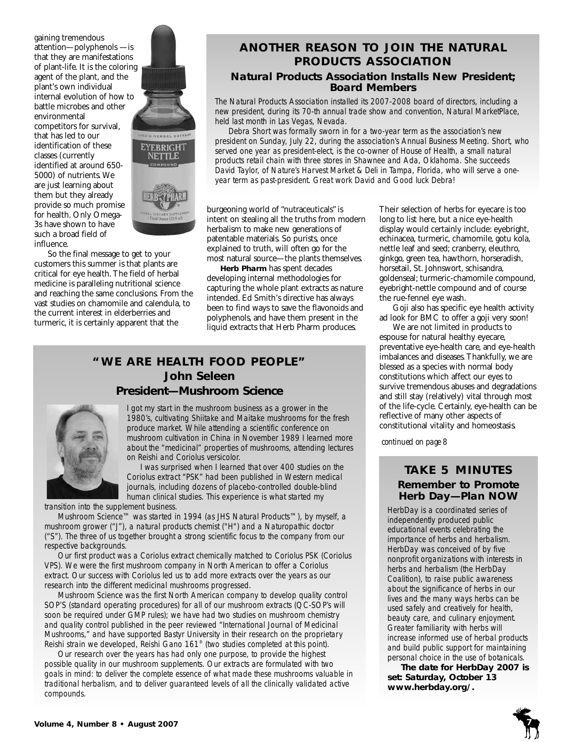gaining tremendous attention—polyphenols—is that they are manifestations of plant-life. It is the coloring agent of the plant, and the plant's own individual internal evolution of how to battle microbes and other environmental competitors for survival, that has led to our identification of these classes (currently identified at around 650-5000) of nutrients. We are just learning about them but they already provide so much promise for health. Only Omega-3s have shown to have such a broad field of influence.

So the final message to get to your customers this summer is that plants are critical for eye health. The field of herbal medicine is paralleling nutritional science and reaching the same conclusions. From the vast studies on chamomile and calendula, to the current interest in elderberries and turmeric, it is certainly apparent that the burgeoning world of "nutraceuticals" is intent on stealing all the truths from modern herbalism to make new generations of patentable materials. So purists, once explained to truth, will often go for the most natural source—the plants themselves.

**Herb Pharm** has spent decades developing internal methodologies for capturing the whole plant extracts as nature intended. Ed Smith's directive has always been to find ways to save the flavonoids and polyphenols, and have them present in the liquid extracts that Herb Pharm produces.

Their selection of herbs for eyecare is too long to list here, but a nice eye-health display would certainly include: eyebright, echinacea, turmeric, chamomile, gotu kola, nettle leaf and seed; cranberry, eleuthro, ginkgo, green tea, hawthorn, horseradish, horsetail, St. Johnswort, schisandra, goldenseal; turmeric-chamomile compound, eyebright-nettle compound and of course the rue-fennel eye wash.

Goji also has specific eye health activity ad look for BMC to offer a goji very soon!

We are not limited in products to espouse for natural healthy eyecare, preventative eye-health care, and eye-health imbalances and diseases. Thankfully, we are blessed as a species with normal body constitutions which affect our eyes to survive tremendous abuses and degradations and still stay (relatively) vital through most of the life-cycle. Certainly, eye-health can be reflective of many other aspects of constitutional vitality and homeostasis.

*continued on page 8*

## ANOTHER REASON TO JOIN THE NATURAL PRODUCTS ASSOCIATION

### Natural Products Association Installs New President; Board Members

*The Natural Products Association installed its 2007-2008 board of directors, including a new president, during its 70-th annual trade show and convention, Natural MarketPlace, held last month in Las Vegas, Nevada.*

*Debra Short was formally sworn in for a two-year term as the association's new president on Sunday, July 22, during the association's Annual Business Meeting. Short, who served one year as president-elect, is the co-owner of House of Health, a small natural products retail chain with three stores in Shawnee and Ada, Oklahoma. She succeeds David Taylor, of Nature's Harvest Market & Deli in Tampa, Florida, who will serve a one-year term as past-president. Great work David and Good luck Debra!*

## "WE ARE HEALTH FOOD PEOPLE" John Seleen President—Mushroom Science

*I got my start in the mushroom business as a grower in the 1980's, cultivating Shiitake and Maitake mushrooms for the fresh produce market. While attending a scientific conference on mushroom cultivation in China in November 1989 I learned more about the "medicinal" properties of mushrooms, attending lectures on Reishi and Coriolus versicolor.*

*I was surprised when I learned that over 400 studies on the Coriolus extract "PSK" had been published in Western medical journals, including dozens of placebo-controlled double-blind human clinical studies. This experience is what started my transition into the supplement business.*

*Mushroom Science™ was started in 1994 (as JHS Natural Products™), by myself, a mushroom grower ("J"), a natural products chemist ("H") and a Naturopathic doctor ("S"). The three of us together brought a strong scientific focus to the company from our respective backgrounds.*

*Our first product was a Coriolus extract chemically matched to Coriolus PSK (Coriolus VPS). We were the first mushroom company in North American to offer a Coriolus extract. Our success with Coriolus led us to add more extracts over the years as our research into the different medicinal mushrooms progressed.*

*Mushroom Science was the first North American company to develop quality control SOP'S (standard operating procedures) for all of our mushroom extracts (QC-SOP's will soon be required under GMP rules); we have had two studies on mushroom chemistry and quality control published in the peer reviewed "International Journal of Medicinal Mushrooms," and have supported Bastyr University in their research on the proprietary Reishi strain we developed, Reishi Gano 161® (two studies completed at this point).*

*Our research over the years has had only one purpose, to provide the highest possible quality in our mushroom supplements. Our extracts are formulated with two goals in mind: to deliver the complete essence of what made these mushrooms valuable in traditional herbalism, and to deliver guaranteed levels of all the clinically validated active compounds.*

## TAKE 5 MINUTES

### Remember to Promote Herb Day—Plan NOW

*HerbDay is a coordinated series of independently produced public educational events celebrating the importance of herbs and herbalism. HerbDay was conceived of by five nonprofit organizations with interests in herbs and herbalism (the HerbDay Coalition), to raise public awareness about the significance of herbs in our lives and the many ways herbs can be used safely and creatively for health, beauty care, and culinary enjoyment. Greater familiarity with herbs will increase informed use of herbal products and build public support for maintaining personal choice in the use of botanicals.*

**The date for HerbDay 2007 is set: Saturday, October 13 www.herbday.org/.**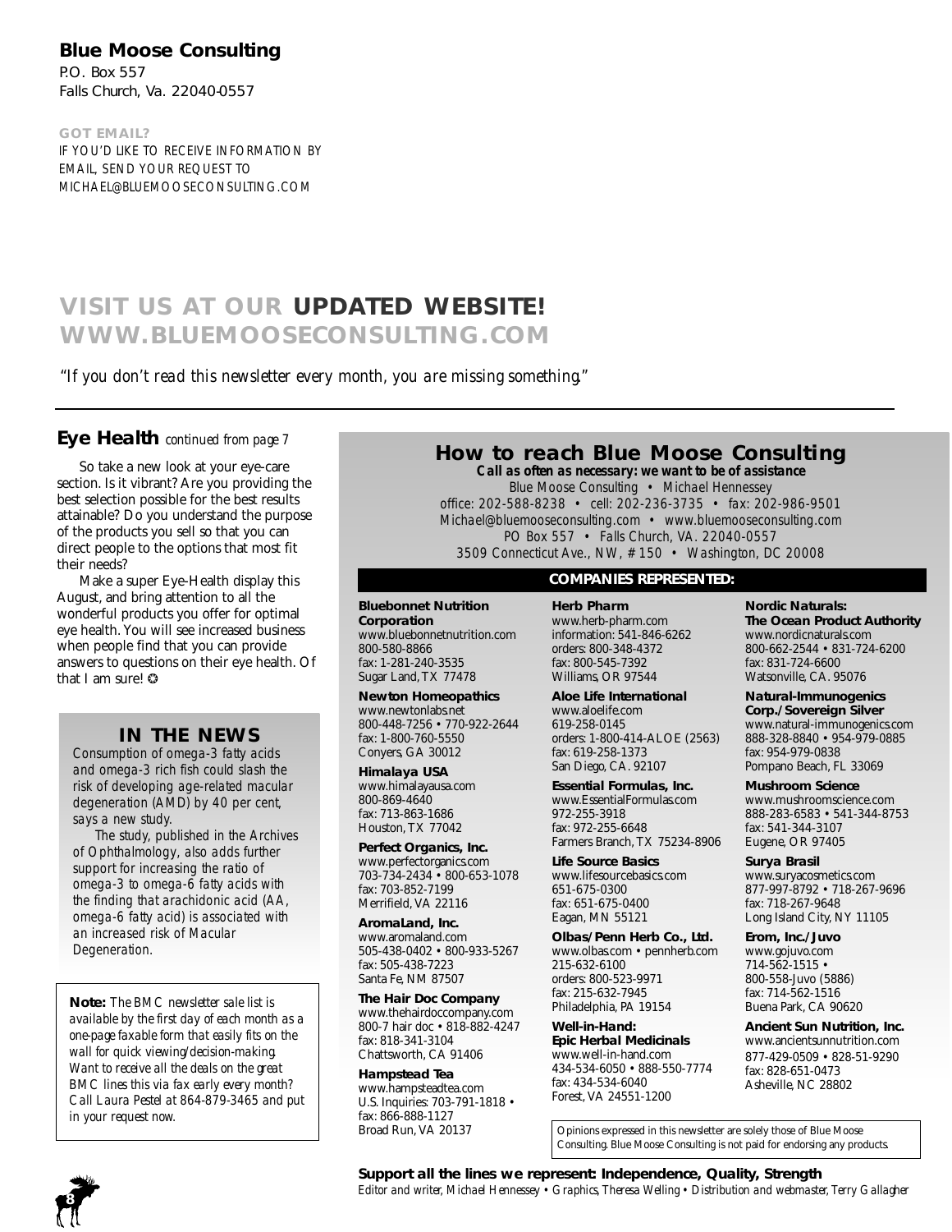**Blue Moose Consulting**
P.O. Box 557
Falls Church, Va. 22040-0557

**GOT EMAIL?**
IF YOU'D LIKE TO RECEIVE INFORMATION BY EMAIL, SEND YOUR REQUEST TO MICHAEL@BLUEMOOSECONSULTING.COM

## VISIT US AT OUR UPDATED WEBSITE! WWW.BLUEMOOSECONSULTING.COM

*"If you don't read this newsletter every month, you are missing something."*

## Eye Health *continued from page 7*

So take a new look at your eye-care section. Is it vibrant? Are you providing the best selection possible for the best results attainable? Do you understand the purpose of the products you sell so that you can direct people to the options that most fit their needs?

Make a super Eye-Health display this August, and bring attention to all the wonderful products you offer for optimal eye health. You will see increased business when people find that you can provide answers to questions on their eye health. Of that I am sure! ❂

## IN THE NEWS

*Consumption of omega-3 fatty acids and omega-3 rich fish could slash the risk of developing age-related macular degeneration (AMD) by 40 per cent, says a new study.*

*The study, published in the Archives of Ophthalmology, also adds further support for increasing the ratio of omega-3 to omega-6 fatty acids with the finding that arachidonic acid (AA, omega-6 fatty acid) is associated with an increased risk of Macular Degeneration.*

**Note:** *The BMC newsletter sale list is available by the first day of each month as a one-page faxable form that easily fits on the wall for quick viewing/decision-making. Want to receive all the deals on the great BMC lines this via fax early every month? Call Laura Pestel at 864-879-3465 and put in your request now.*

## How to reach Blue Moose Consulting

***Call as often as necessary: we want to be of assistance***
Blue Moose Consulting • Michael Hennessey
office: 202-588-8238 • cell: 202-236-3735 • fax: 202-986-9501
Michael@bluemooseconsulting.com • www.bluemooseconsulting.com
PO Box 557 • Falls Church, VA. 22040-0557
3509 Connecticut Ave., NW, # 150 • Washington, DC 20008

### COMPANIES REPRESENTED:

**Bluebonnet Nutrition Corporation**
www.bluebonnetnutrition.com
800-580-8866
fax: 1-281-240-3535
Sugar Land, TX 77478

**Newton Homeopathics**
www.newtonlabs.net
800-448-7256 • 770-922-2644
fax: 1-800-760-5550
Conyers, GA 30012

**Himalaya USA**
www.himalayausa.com
800-869-4640
fax: 713-863-1686
Houston, TX 77042

**Perfect Organics, Inc.**
www.perfectorganics.com
703-734-2434 • 800-653-1078
fax: 703-852-7199
Merrifield, VA 22116

**AromaLand, Inc.**
www.aromaland.com
505-438-0402 • 800-933-5267
fax: 505-438-7223
Santa Fe, NM 87507

**The Hair Doc Company**
www.thehairdoccompany.com
800-7 hair doc • 818-882-4247
fax: 818-341-3104
Chattsworth, CA 91406

**Hampstead Tea**
www.hampsteadtea.com
U.S. Inquiries: 703-791-1818 •
fax: 866-888-1127
Broad Run, VA 20137

**Herb Pharm**
www.herb-pharm.com
information: 541-846-6262
orders: 800-348-4372
fax: 800-545-7392
Williams, OR 97544

**Aloe Life International**
www.aloelife.com
619-258-0145
orders: 1-800-414-ALOE (2563)
fax: 619-258-1373
San Diego, CA. 92107

**Essential Formulas, Inc.**
www.EssentialFormulas.com
972-255-3918
fax: 972-255-6648
Farmers Branch, TX 75234-8906

**Life Source Basics**
www.lifesourcebasics.com
651-675-0300
fax: 651-675-0400
Eagan, MN 55121

**Olbas/Penn Herb Co., Ltd.**
www.olbas.com • pennherb.com
215-632-6100
orders: 800-523-9971
fax: 215-632-7945
Philadelphia, PA 19154

**Well-in-Hand: Epic Herbal Medicinals**
www.well-in-hand.com
434-534-6050 • 888-550-7774
fax: 434-534-6040
Forest, VA 24551-1200

**Nordic Naturals: The Ocean Product Authority**
www.nordicnaturals.com
800-662-2544 • 831-724-6200
fax: 831-724-6600
Watsonville, CA. 95076

**Natural-Immunogenics Corp./Sovereign Silver**
www.natural-immunogenics.com
888-328-8840 • 954-979-0885
fax: 954-979-0838
Pompano Beach, FL 33069

**Mushroom Science**
www.mushroomscience.com
888-283-6583 • 541-344-8753
fax: 541-344-3107
Eugene, OR 97405

**Surya Brasil**
www.suryacosmetics.com
877-997-8792 • 718-267-9696
fax: 718-267-9648
Long Island City, NY 11105

**Erom, Inc./Juvo**
www.gojuvo.com
714-562-1515 •
800-558-Juvo (5886)
fax: 714-562-1516
Buena Park, CA 90620

**Ancient Sun Nutrition, Inc.**
www.ancientsunnutrition.com
877-429-0509 • 828-51-9290
fax: 828-651-0473
Asheville, NC 28802

Opinions expressed in this newsletter are solely those of Blue Moose Consulting. Blue Moose Consulting is not paid for endorsing any products.

**Support all the lines we represent: Independence, Quality, Strength**
*Editor and writer, Michael Hennessey • Graphics, Theresa Welling • Distribution and webmaster, Terry Gallagher*